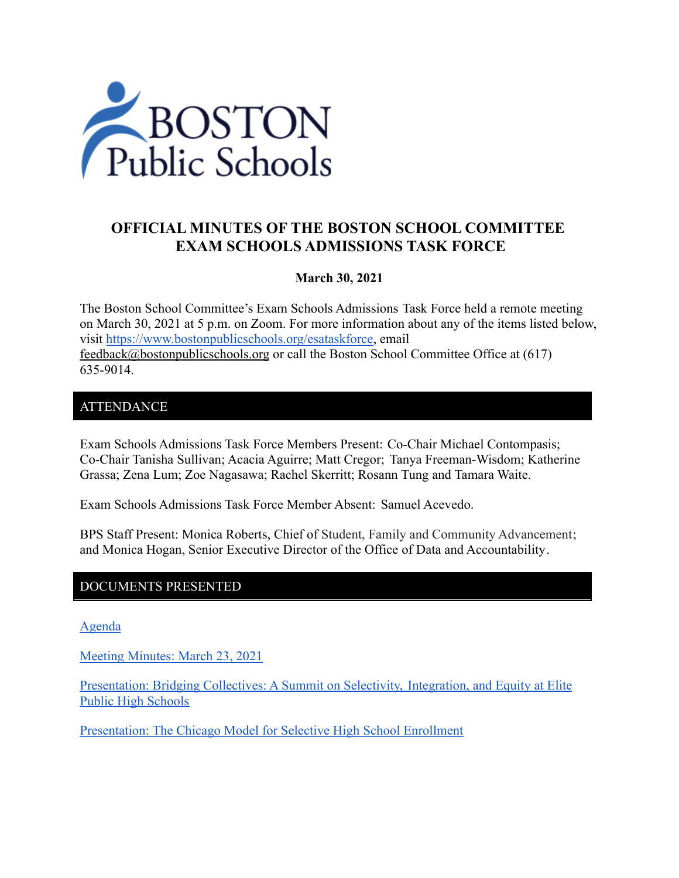BOSTON Public Schools

# OFFICIAL MINUTES OF THE BOSTON SCHOOL COMMITTEE EXAM SCHOOLS ADMISSIONS TASK FORCE

**March 30, 2021**

The Boston School Committee's Exam Schools Admissions Task Force held a remote meeting on March 30, 2021 at 5 p.m. on Zoom. For more information about any of the items listed below, visit [https://www.bostonpublicschools.org/esataskforce](https://www.bostonpublicschools.org/esataskforce), email feedback@bostonpublicschools.org or call the Boston School Committee Office at (617) 635-9014.

## ATTENDANCE

Exam Schools Admissions Task Force Members Present: Co-Chair Michael Contompasis; Co-Chair Tanisha Sullivan; Acacia Aguirre; Matt Cregor; Tanya Freeman-Wisdom; Katherine Grassa; Zena Lum; Zoe Nagasawa; Rachel Skerritt; Rosann Tung and Tamara Waite.

Exam Schools Admissions Task Force Member Absent: Samuel Acevedo.

BPS Staff Present: Monica Roberts, Chief of Student, Family and Community Advancement; and Monica Hogan, Senior Executive Director of the Office of Data and Accountability.

## DOCUMENTS PRESENTED

Agenda

Meeting Minutes: March 23, 2021

Presentation: Bridging Collectives: A Summit on Selectivity, Integration, and Equity at Elite Public High Schools

Presentation: The Chicago Model for Selective High School Enrollment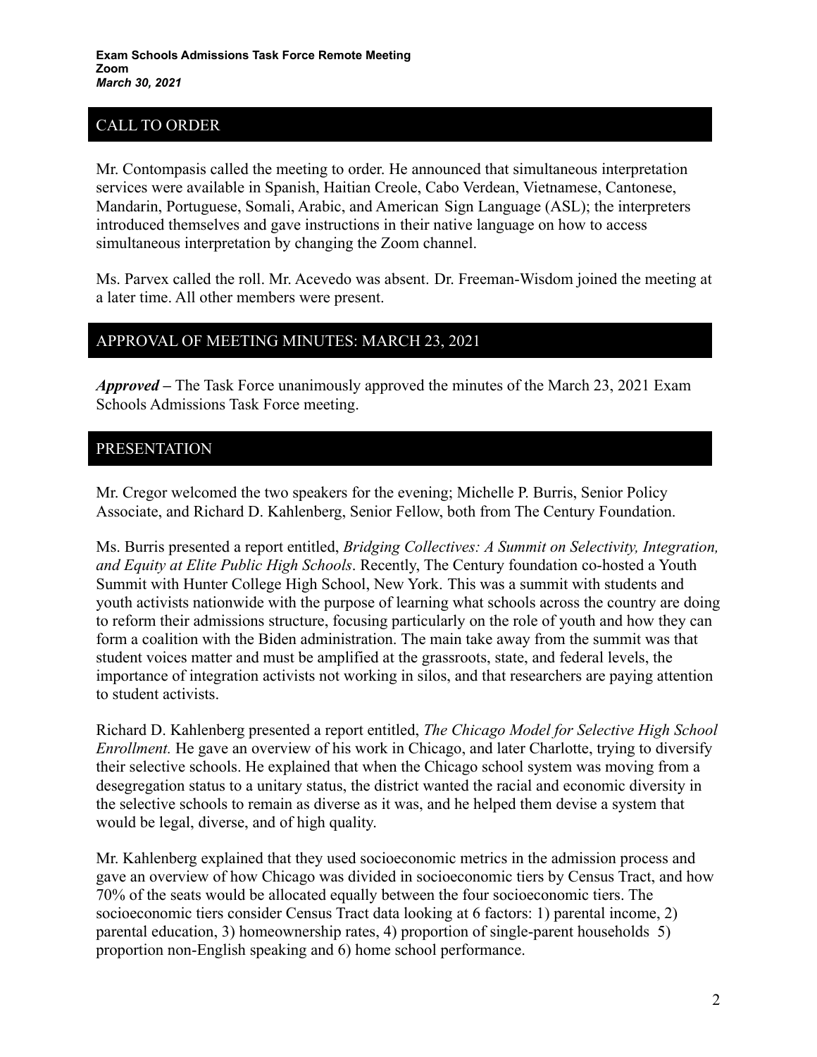**Exam Schools Admissions Task Force Remote Meeting**
**Zoom**
***March 30, 2021***

## CALL TO ORDER

Mr. Contompasis called the meeting to order. He announced that simultaneous interpretation services were available in Spanish, Haitian Creole, Cabo Verdean, Vietnamese, Cantonese, Mandarin, Portuguese, Somali, Arabic, and American Sign Language (ASL); the interpreters introduced themselves and gave instructions in their native language on how to access simultaneous interpretation by changing the Zoom channel.

Ms. Parvex called the roll. Mr. Acevedo was absent. Dr. Freeman-Wisdom joined the meeting at a later time. All other members were present.

## APPROVAL OF MEETING MINUTES: MARCH 23, 2021

***Approved –*** The Task Force unanimously approved the minutes of the March 23, 2021 Exam Schools Admissions Task Force meeting.

## PRESENTATION

Mr. Cregor welcomed the two speakers for the evening; Michelle P. Burris, Senior Policy Associate, and Richard D. Kahlenberg, Senior Fellow, both from The Century Foundation.

Ms. Burris presented a report entitled, *Bridging Collectives: A Summit on Selectivity, Integration, and Equity at Elite Public High Schools*. Recently, The Century foundation co-hosted a Youth Summit with Hunter College High School, New York. This was a summit with students and youth activists nationwide with the purpose of learning what schools across the country are doing to reform their admissions structure, focusing particularly on the role of youth and how they can form a coalition with the Biden administration. The main take away from the summit was that student voices matter and must be amplified at the grassroots, state, and federal levels, the importance of integration activists not working in silos, and that researchers are paying attention to student activists.

Richard D. Kahlenberg presented a report entitled, *The Chicago Model for Selective High School Enrollment.* He gave an overview of his work in Chicago, and later Charlotte, trying to diversify their selective schools. He explained that when the Chicago school system was moving from a desegregation status to a unitary status, the district wanted the racial and economic diversity in the selective schools to remain as diverse as it was, and he helped them devise a system that would be legal, diverse, and of high quality.

Mr. Kahlenberg explained that they used socioeconomic metrics in the admission process and gave an overview of how Chicago was divided in socioeconomic tiers by Census Tract, and how 70% of the seats would be allocated equally between the four socioeconomic tiers. The socioeconomic tiers consider Census Tract data looking at 6 factors: 1) parental income, 2) parental education, 3) homeownership rates, 4) proportion of single-parent households 5) proportion non-English speaking and 6) home school performance.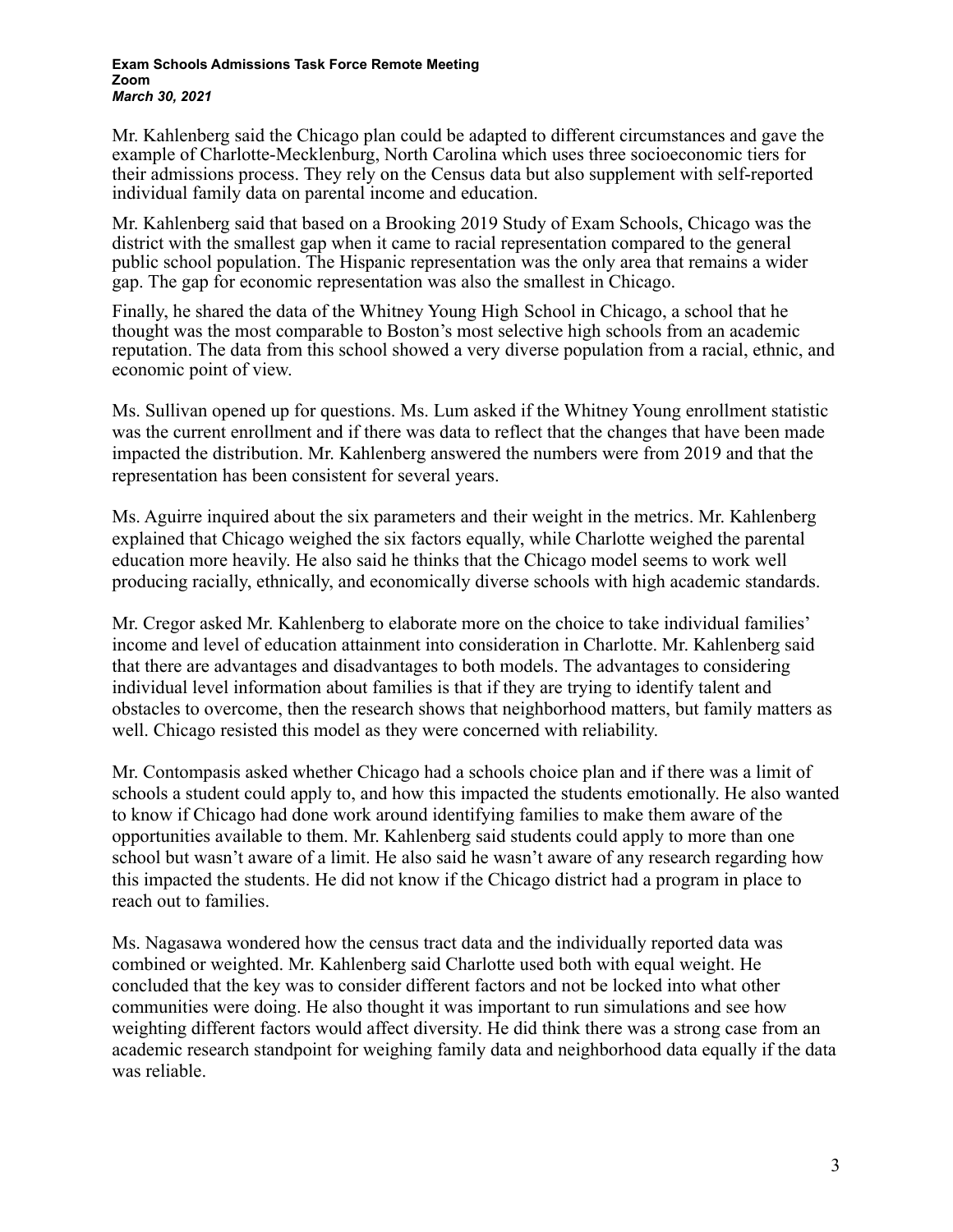Mr. Kahlenberg said the Chicago plan could be adapted to different circumstances and gave the example of Charlotte-Mecklenburg, North Carolina which uses three socioeconomic tiers for their admissions process. They rely on the Census data but also supplement with self-reported individual family data on parental income and education.

Mr. Kahlenberg said that based on a Brooking 2019 Study of Exam Schools, Chicago was the district with the smallest gap when it came to racial representation compared to the general public school population. The Hispanic representation was the only area that remains a wider gap. The gap for economic representation was also the smallest in Chicago.

Finally, he shared the data of the Whitney Young High School in Chicago, a school that he thought was the most comparable to Boston's most selective high schools from an academic reputation. The data from this school showed a very diverse population from a racial, ethnic, and economic point of view.

Ms. Sullivan opened up for questions. Ms. Lum asked if the Whitney Young enrollment statistic was the current enrollment and if there was data to reflect that the changes that have been made impacted the distribution. Mr. Kahlenberg answered the numbers were from 2019 and that the representation has been consistent for several years.

Ms. Aguirre inquired about the six parameters and their weight in the metrics. Mr. Kahlenberg explained that Chicago weighed the six factors equally, while Charlotte weighed the parental education more heavily. He also said he thinks that the Chicago model seems to work well producing racially, ethnically, and economically diverse schools with high academic standards.

Mr. Cregor asked Mr. Kahlenberg to elaborate more on the choice to take individual families' income and level of education attainment into consideration in Charlotte. Mr. Kahlenberg said that there are advantages and disadvantages to both models. The advantages to considering individual level information about families is that if they are trying to identify talent and obstacles to overcome, then the research shows that neighborhood matters, but family matters as well. Chicago resisted this model as they were concerned with reliability.

Mr. Contompasis asked whether Chicago had a schools choice plan and if there was a limit of schools a student could apply to, and how this impacted the students emotionally. He also wanted to know if Chicago had done work around identifying families to make them aware of the opportunities available to them. Mr. Kahlenberg said students could apply to more than one school but wasn't aware of a limit. He also said he wasn't aware of any research regarding how this impacted the students. He did not know if the Chicago district had a program in place to reach out to families.

Ms. Nagasawa wondered how the census tract data and the individually reported data was combined or weighted. Mr. Kahlenberg said Charlotte used both with equal weight. He concluded that the key was to consider different factors and not be locked into what other communities were doing. He also thought it was important to run simulations and see how weighting different factors would affect diversity. He did think there was a strong case from an academic research standpoint for weighing family data and neighborhood data equally if the data was reliable.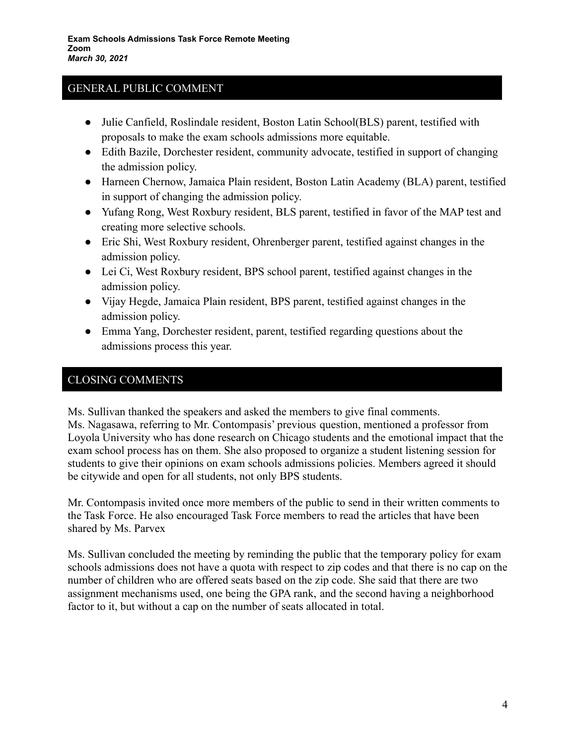## GENERAL PUBLIC COMMENT

- Julie Canfield, Roslindale resident, Boston Latin School(BLS) parent, testified with proposals to make the exam schools admissions more equitable.
- Edith Bazile, Dorchester resident, community advocate, testified in support of changing the admission policy.
- Harneen Chernow, Jamaica Plain resident, Boston Latin Academy (BLA) parent, testified in support of changing the admission policy.
- Yufang Rong, West Roxbury resident, BLS parent, testified in favor of the MAP test and creating more selective schools.
- Eric Shi, West Roxbury resident, Ohrenberger parent, testified against changes in the admission policy.
- Lei Ci, West Roxbury resident, BPS school parent, testified against changes in the admission policy.
- Vijay Hegde, Jamaica Plain resident, BPS parent, testified against changes in the admission policy.
- Emma Yang, Dorchester resident, parent, testified regarding questions about the admissions process this year.

## CLOSING COMMENTS

Ms. Sullivan thanked the speakers and asked the members to give final comments.
Ms. Nagasawa, referring to Mr. Contompasis' previous question, mentioned a professor from Loyola University who has done research on Chicago students and the emotional impact that the exam school process has on them. She also proposed to organize a student listening session for students to give their opinions on exam schools admissions policies. Members agreed it should be citywide and open for all students, not only BPS students.

Mr. Contompasis invited once more members of the public to send in their written comments to the Task Force. He also encouraged Task Force members to read the articles that have been shared by Ms. Parvex

Ms. Sullivan concluded the meeting by reminding the public that the temporary policy for exam schools admissions does not have a quota with respect to zip codes and that there is no cap on the number of children who are offered seats based on the zip code. She said that there are two assignment mechanisms used, one being the GPA rank, and the second having a neighborhood factor to it, but without a cap on the number of seats allocated in total.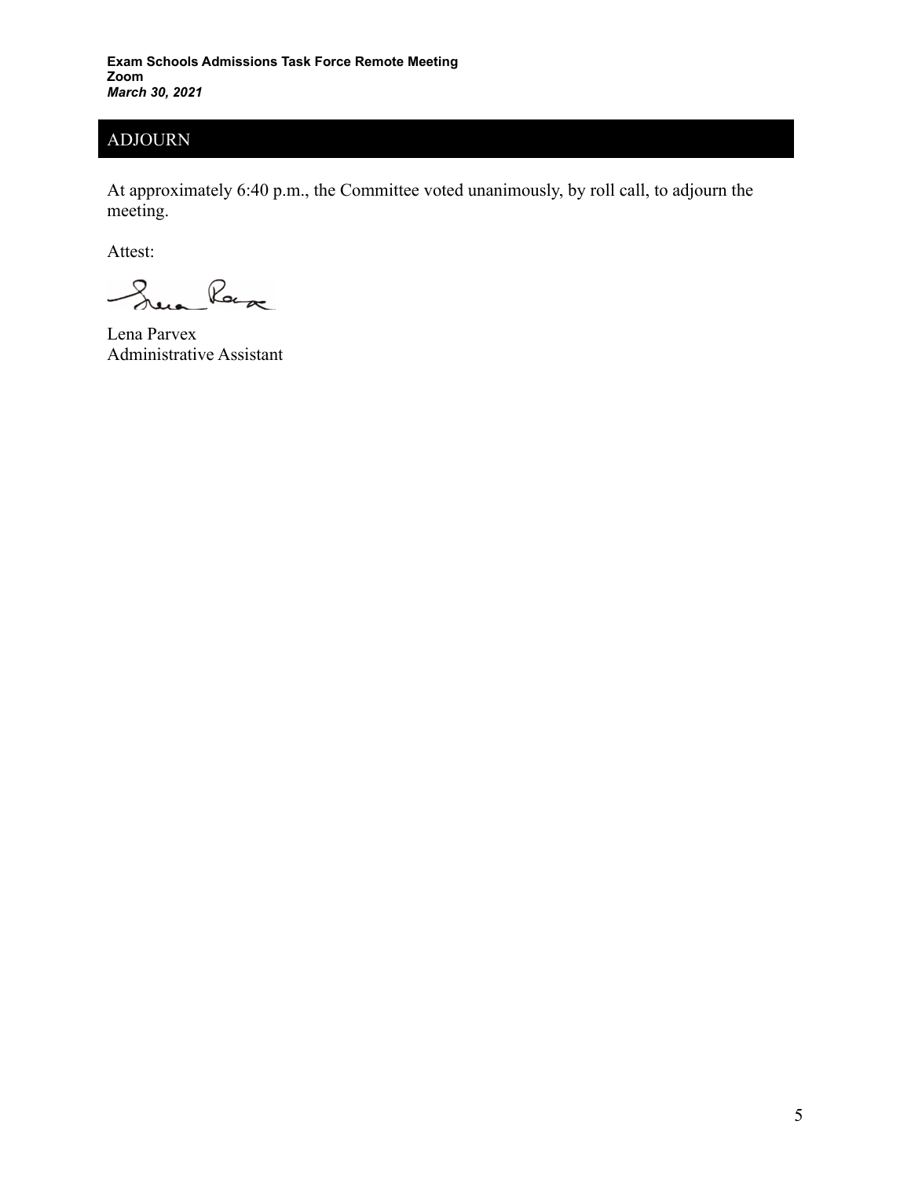## ADJOURN

At approximately 6:40 p.m., the Committee voted unanimously, by roll call, to adjourn the meeting.

Attest:

Lena Parvex
Administrative Assistant